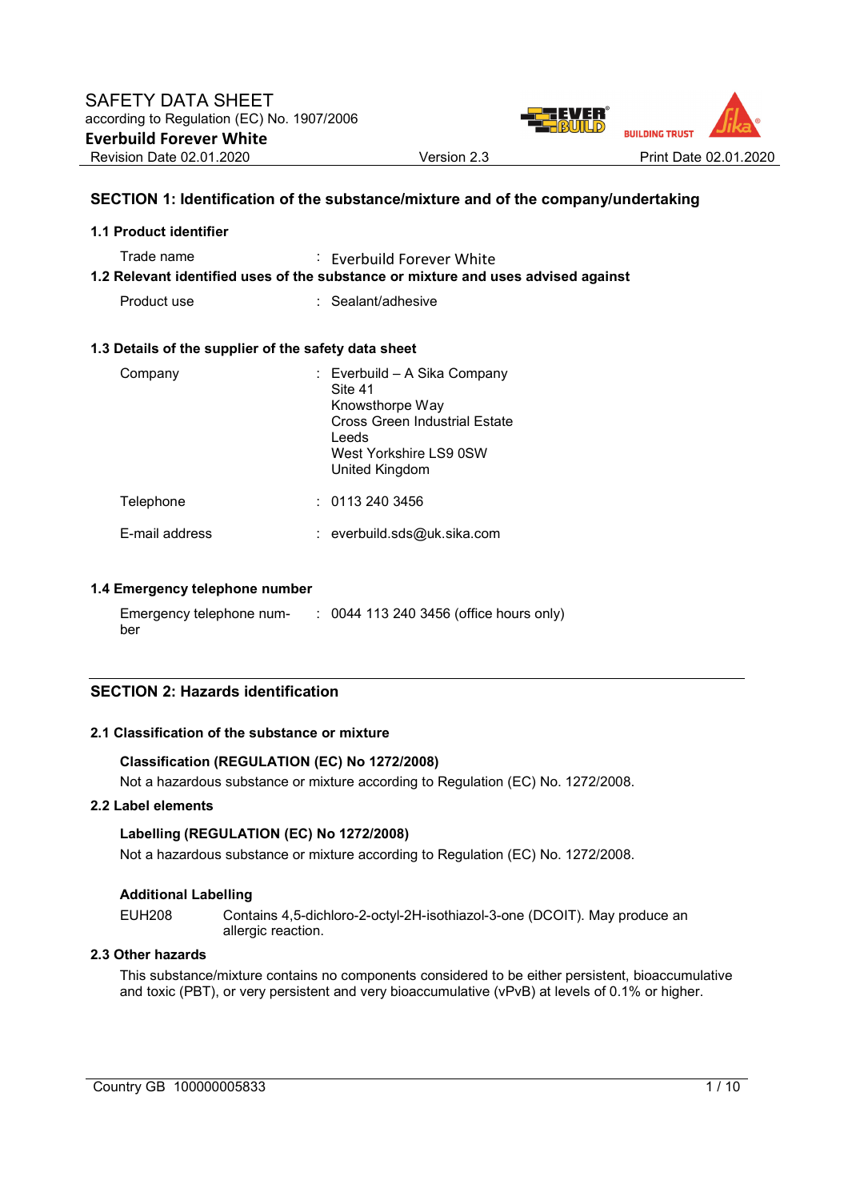# SAFETY DATA SHEET

according to Regulation (EC) No. 1907/2006

**Everbuild Forever White**

Revision Date 02.01.2020 | Version 2.3 | Print Date 02.01.2020

## SECTION 1: Identification of the substance/mixture and of the company/undertaking

### 1.1 Product identifier

Trade name : Everbuild Forever White

### 1.2 Relevant identified uses of the substance or mixture and uses advised against

Product use : Sealant/adhesive

### 1.3 Details of the supplier of the safety data sheet

Company : Everbuild – A Sika Company
Site 41
Knowsthorpe Way
Cross Green Industrial Estate
Leeds
West Yorkshire LS9 0SW
United Kingdom

Telephone : 0113 240 3456

E-mail address : everbuild.sds@uk.sika.com

### 1.4 Emergency telephone number

Emergency telephone number : 0044 113 240 3456 (office hours only)

## SECTION 2: Hazards identification

### 2.1 Classification of the substance or mixture

**Classification (REGULATION (EC) No 1272/2008)**

Not a hazardous substance or mixture according to Regulation (EC) No. 1272/2008.

### 2.2 Label elements

**Labelling (REGULATION (EC) No 1272/2008)**

Not a hazardous substance or mixture according to Regulation (EC) No. 1272/2008.

**Additional Labelling**

EUH208 Contains 4,5-dichloro-2-octyl-2H-isothiazol-3-one (DCOIT). May produce an allergic reaction.

### 2.3 Other hazards

This substance/mixture contains no components considered to be either persistent, bioaccumulative and toxic (PBT), or very persistent and very bioaccumulative (vPvB) at levels of 0.1% or higher.

Country GB 100000005833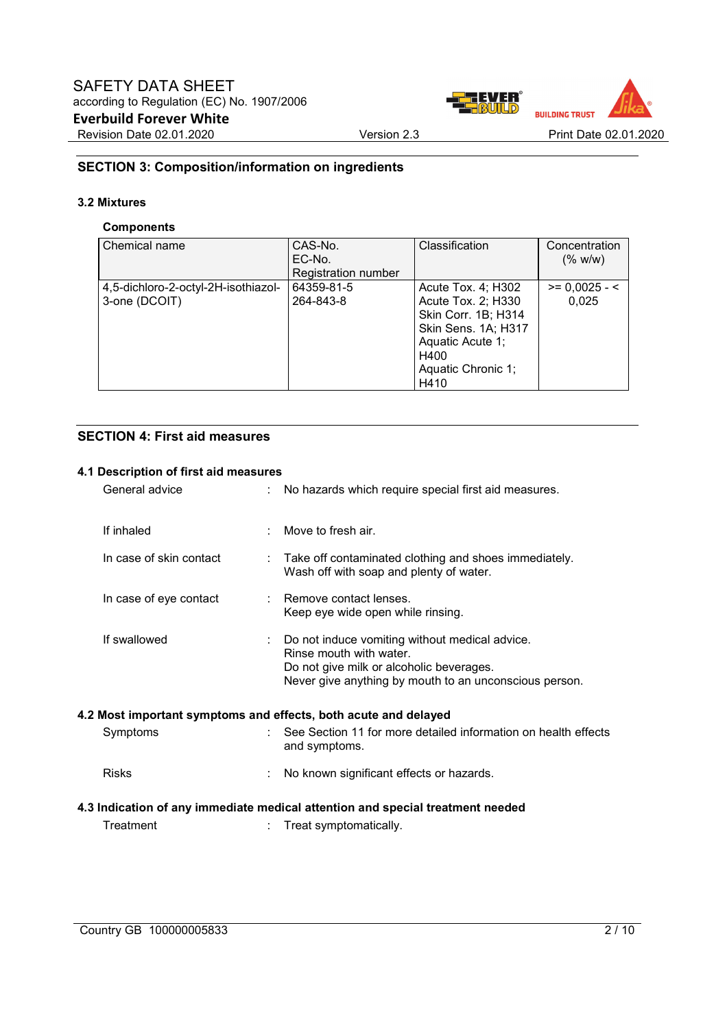## SECTION 3: Composition/information on ingredients

### 3.2 Mixtures

**Components**

| Chemical name | CAS-No.<br>EC-No.<br>Registration number | Classification | Concentration (% w/w) |
|---|---|---|---|
| 4,5-dichloro-2-octyl-2H-isothiazol-3-one (DCOIT) | 64359-81-5<br>264-843-8 | Acute Tox. 4; H302<br>Acute Tox. 2; H330<br>Skin Corr. 1B; H314<br>Skin Sens. 1A; H317<br>Aquatic Acute 1; H400<br>Aquatic Chronic 1; H410 | >= 0,0025 - < 0,025 |

## SECTION 4: First aid measures

### 4.1 Description of first aid measures

General advice : No hazards which require special first aid measures.

If inhaled : Move to fresh air.

In case of skin contact : Take off contaminated clothing and shoes immediately.
Wash off with soap and plenty of water.

In case of eye contact : Remove contact lenses.
Keep eye wide open while rinsing.

If swallowed : Do not induce vomiting without medical advice.
Rinse mouth with water.
Do not give milk or alcoholic beverages.
Never give anything by mouth to an unconscious person.

### 4.2 Most important symptoms and effects, both acute and delayed

Symptoms : See Section 11 for more detailed information on health effects and symptoms.

Risks : No known significant effects or hazards.

### 4.3 Indication of any immediate medical attention and special treatment needed

Treatment : Treat symptomatically.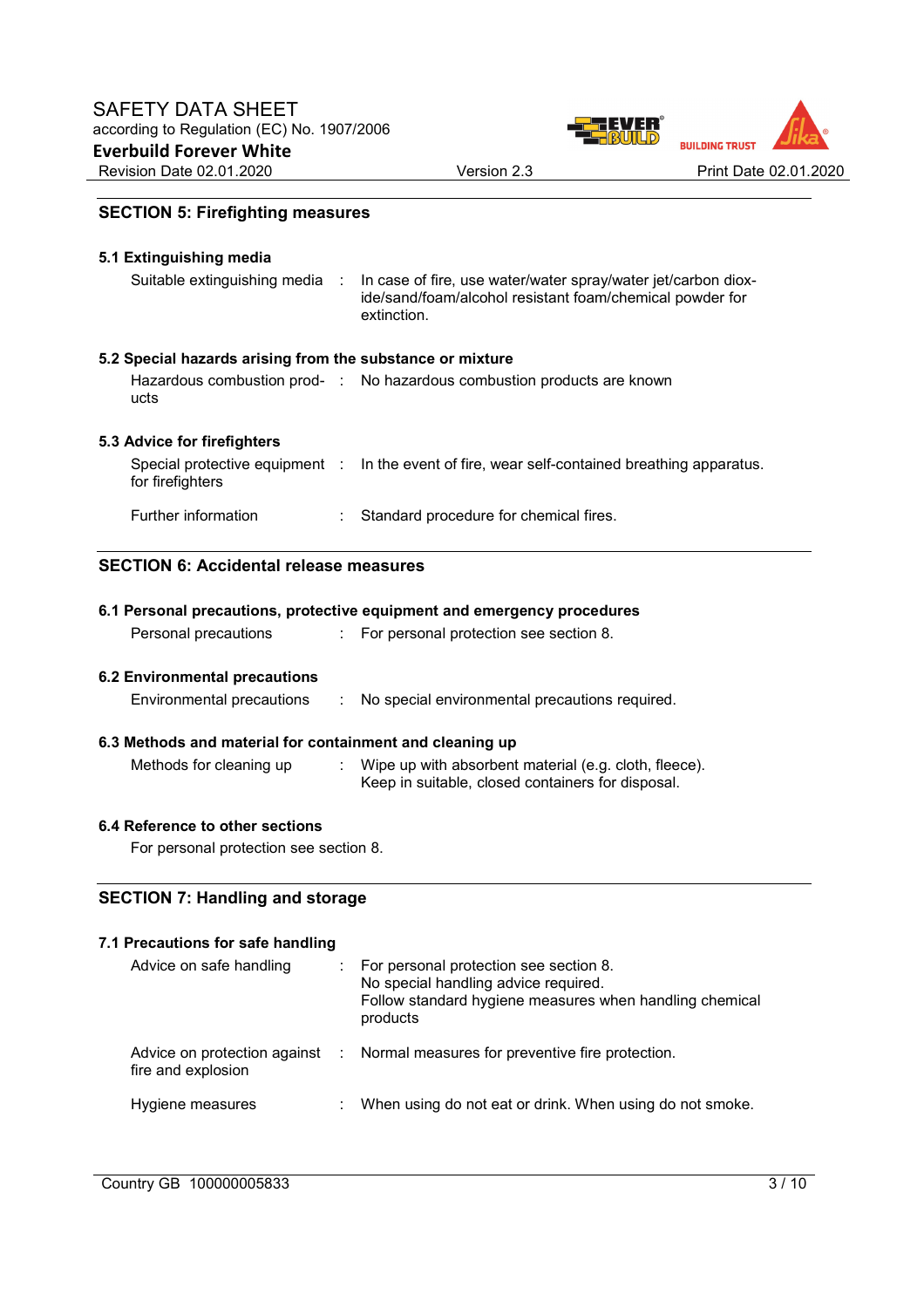## SECTION 5: Firefighting measures

### 5.1 Extinguishing media

| | | |
|---|---|---|
| Suitable extinguishing media | : | In case of fire, use water/water spray/water jet/carbon dioxide/sand/foam/alcohol resistant foam/chemical powder for extinction. |

### 5.2 Special hazards arising from the substance or mixture

| | | |
|---|---|---|
| Hazardous combustion products | : | No hazardous combustion products are known |

### 5.3 Advice for firefighters

| | | |
|---|---|---|
| Special protective equipment for firefighters | : | In the event of fire, wear self-contained breathing apparatus. |
| Further information | : | Standard procedure for chemical fires. |

## SECTION 6: Accidental release measures

### 6.1 Personal precautions, protective equipment and emergency procedures

| | | |
|---|---|---|
| Personal precautions | : | For personal protection see section 8. |

### 6.2 Environmental precautions

| | | |
|---|---|---|
| Environmental precautions | : | No special environmental precautions required. |

### 6.3 Methods and material for containment and cleaning up

| | | |
|---|---|---|
| Methods for cleaning up | : | Wipe up with absorbent material (e.g. cloth, fleece).<br>Keep in suitable, closed containers for disposal. |

### 6.4 Reference to other sections

For personal protection see section 8.

## SECTION 7: Handling and storage

### 7.1 Precautions for safe handling

| | | |
|---|---|---|
| Advice on safe handling | : | For personal protection see section 8.<br>No special handling advice required.<br>Follow standard hygiene measures when handling chemical products |
| Advice on protection against fire and explosion | : | Normal measures for preventive fire protection. |
| Hygiene measures | : | When using do not eat or drink. When using do not smoke. |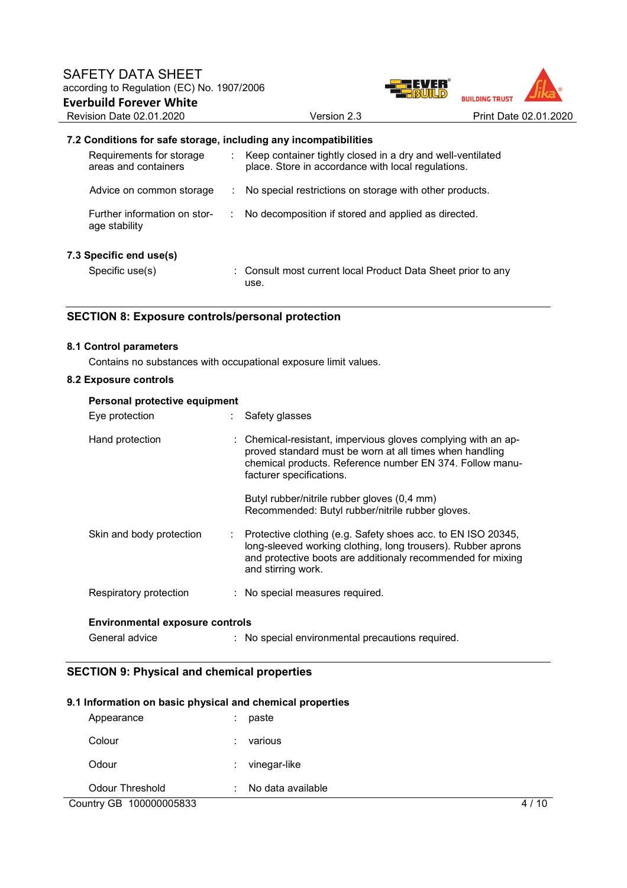### 7.2 Conditions for safe storage, including any incompatibilities

| | | |
|---|---|---|
| Requirements for storage areas and containers | : | Keep container tightly closed in a dry and well-ventilated place. Store in accordance with local regulations. |
| Advice on common storage | : | No special restrictions on storage with other products. |
| Further information on storage stability | : | No decomposition if stored and applied as directed. |

### 7.3 Specific end use(s)

| | | |
|---|---|---|
| Specific use(s) | : | Consult most current local Product Data Sheet prior to any use. |

## SECTION 8: Exposure controls/personal protection

### 8.1 Control parameters

Contains no substances with occupational exposure limit values.

### 8.2 Exposure controls

**Personal protective equipment**

| | | |
|---|---|---|
| Eye protection | : | Safety glasses |
| Hand protection | : | Chemical-resistant, impervious gloves complying with an approved standard must be worn at all times when handling chemical products. Reference number EN 374. Follow manufacturer specifications.<br><br>Butyl rubber/nitrile rubber gloves (0,4 mm)<br>Recommended: Butyl rubber/nitrile rubber gloves. |
| Skin and body protection | : | Protective clothing (e.g. Safety shoes acc. to EN ISO 20345, long-sleeved working clothing, long trousers). Rubber aprons and protective boots are additionaly recommended for mixing and stirring work. |
| Respiratory protection | : | No special measures required. |

**Environmental exposure controls**

| | | |
|---|---|---|
| General advice | : | No special environmental precautions required. |

## SECTION 9: Physical and chemical properties

### 9.1 Information on basic physical and chemical properties

| | | |
|---|---|---|
| Appearance | : | paste |
| Colour | : | various |
| Odour | : | vinegar-like |
| Odour Threshold | : | No data available |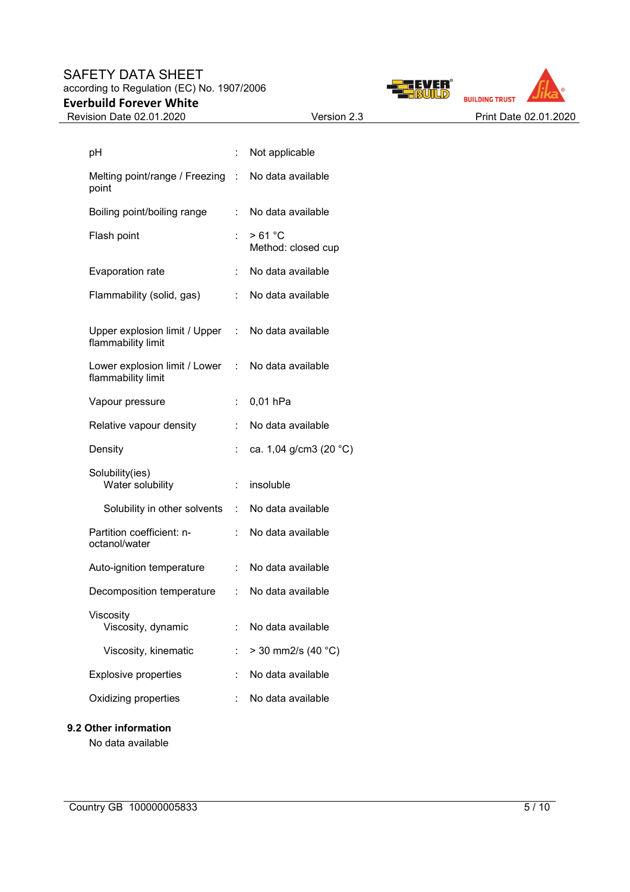| Property | | Value |
|---|---|---|
| pH | : | Not applicable |
| Melting point/range / Freezing point | : | No data available |
| Boiling point/boiling range | : | No data available |
| Flash point | : | > 61 °C<br>Method: closed cup |
| Evaporation rate | : | No data available |
| Flammability (solid, gas) | : | No data available |
| Upper explosion limit / Upper flammability limit | : | No data available |
| Lower explosion limit / Lower flammability limit | : | No data available |
| Vapour pressure | : | 0,01 hPa |
| Relative vapour density | : | No data available |
| Density | : | ca. 1,04 g/cm3 (20 °C) |
| Solubility(ies)<br>Water solubility | : | insoluble |
| Solubility in other solvents | : | No data available |
| Partition coefficient: n-octanol/water | : | No data available |
| Auto-ignition temperature | : | No data available |
| Decomposition temperature | : | No data available |
| Viscosity<br>Viscosity, dynamic | : | No data available |
| Viscosity, kinematic | : | > 30 mm2/s (40 °C) |
| Explosive properties | : | No data available |
| Oxidizing properties | : | No data available |

**9.2 Other information**

No data available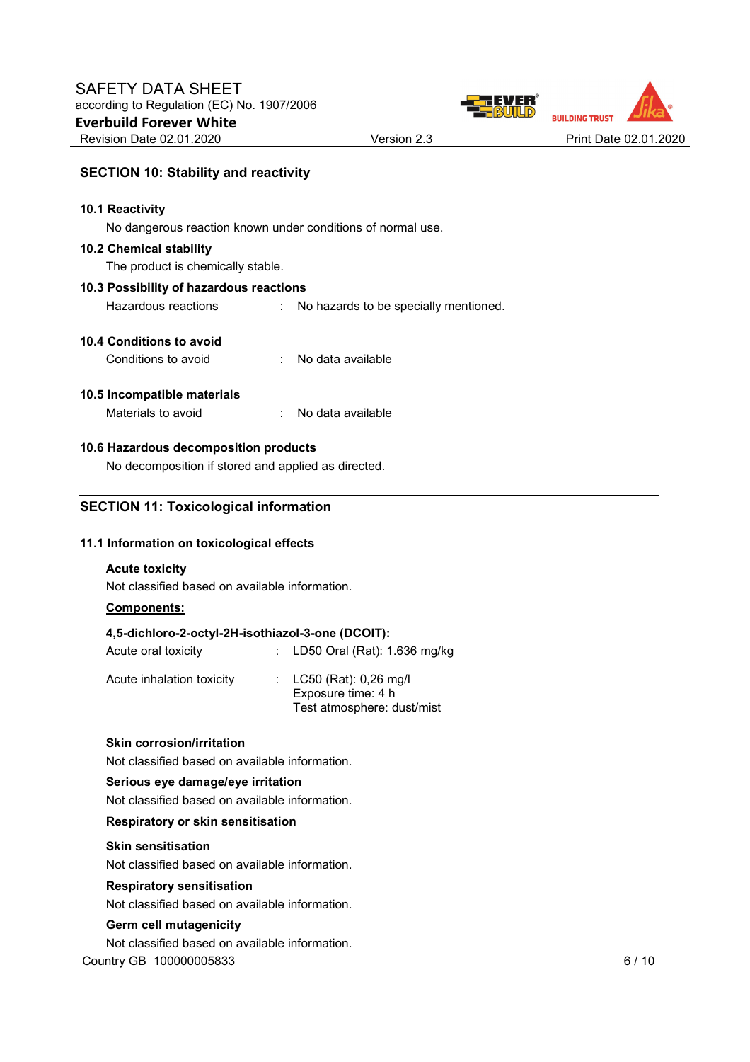## SECTION 10: Stability and reactivity

### 10.1 Reactivity

No dangerous reaction known under conditions of normal use.

### 10.2 Chemical stability

The product is chemically stable.

### 10.3 Possibility of hazardous reactions

Hazardous reactions : No hazards to be specially mentioned.

### 10.4 Conditions to avoid

Conditions to avoid : No data available

### 10.5 Incompatible materials

Materials to avoid : No data available

### 10.6 Hazardous decomposition products

No decomposition if stored and applied as directed.

## SECTION 11: Toxicological information

### 11.1 Information on toxicological effects

**Acute toxicity**

Not classified based on available information.

**Components:**

**4,5-dichloro-2-octyl-2H-isothiazol-3-one (DCOIT):**

Acute oral toxicity : LD50 Oral (Rat): 1.636 mg/kg

Acute inhalation toxicity : LC50 (Rat): 0,26 mg/l
Exposure time: 4 h
Test atmosphere: dust/mist

**Skin corrosion/irritation**

Not classified based on available information.

**Serious eye damage/eye irritation**

Not classified based on available information.

**Respiratory or skin sensitisation**

**Skin sensitisation**

Not classified based on available information.

**Respiratory sensitisation**

Not classified based on available information.

**Germ cell mutagenicity**

Not classified based on available information.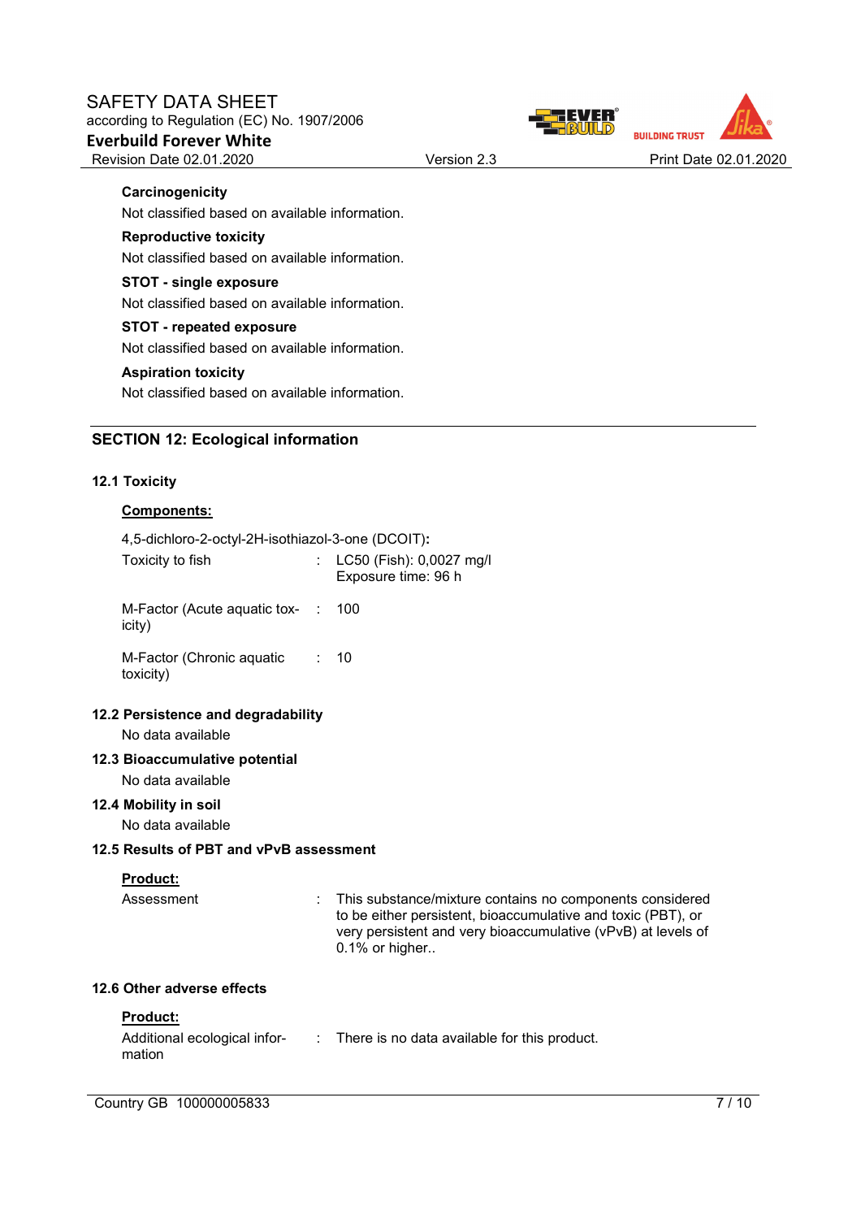**Carcinogenicity**

Not classified based on available information.

**Reproductive toxicity**

Not classified based on available information.

**STOT - single exposure**

Not classified based on available information.

**STOT - repeated exposure**

Not classified based on available information.

**Aspiration toxicity**

Not classified based on available information.

## SECTION 12: Ecological information

### 12.1 Toxicity

**Components:**

4,5-dichloro-2-octyl-2H-isothiazol-3-one (DCOIT):

| | | |
|---|---|---|
| Toxicity to fish | : | LC50 (Fish): 0,0027 mg/l<br>Exposure time: 96 h |
| M-Factor (Acute aquatic toxicity) | : | 100 |
| M-Factor (Chronic aquatic toxicity) | : | 10 |

### 12.2 Persistence and degradability

No data available

### 12.3 Bioaccumulative potential

No data available

### 12.4 Mobility in soil

No data available

### 12.5 Results of PBT and vPvB assessment

**Product:**

| | | |
|---|---|---|
| Assessment | : | This substance/mixture contains no components considered to be either persistent, bioaccumulative and toxic (PBT), or very persistent and very bioaccumulative (vPvB) at levels of 0.1% or higher.. |

### 12.6 Other adverse effects

**Product:**

| | | |
|---|---|---|
| Additional ecological information | : | There is no data available for this product. |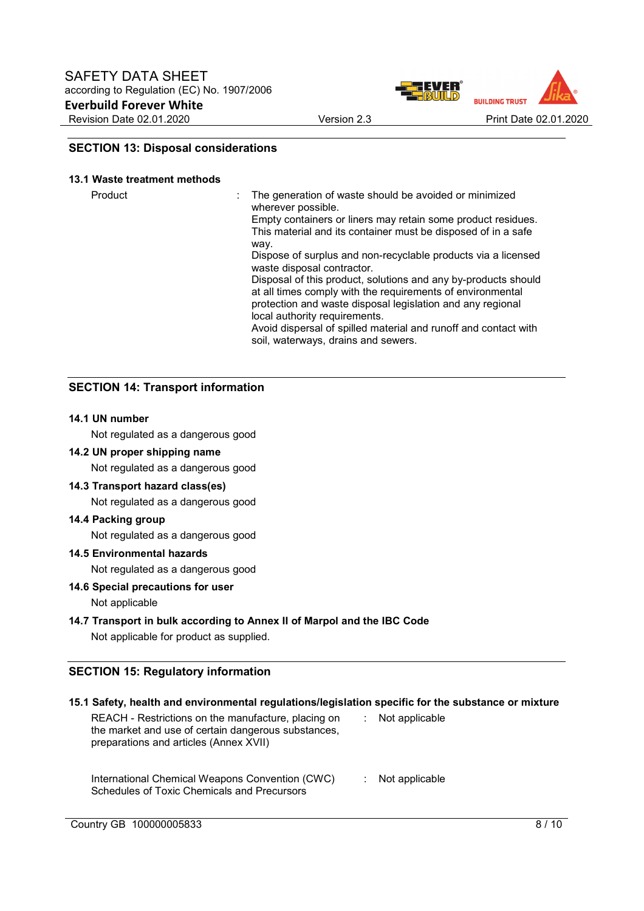## SECTION 13: Disposal considerations

### 13.1 Waste treatment methods

| | |
|---|---|
| Product | The generation of waste should be avoided or minimized wherever possible. Empty containers or liners may retain some product residues. This material and its container must be disposed of in a safe way. Dispose of surplus and non-recyclable products via a licensed waste disposal contractor. Disposal of this product, solutions and any by-products should at all times comply with the requirements of environmental protection and waste disposal legislation and any regional local authority requirements. Avoid dispersal of spilled material and runoff and contact with soil, waterways, drains and sewers. |

## SECTION 14: Transport information

**14.1 UN number**

Not regulated as a dangerous good

**14.2 UN proper shipping name**

Not regulated as a dangerous good

**14.3 Transport hazard class(es)**

Not regulated as a dangerous good

**14.4 Packing group**

Not regulated as a dangerous good

**14.5 Environmental hazards**

Not regulated as a dangerous good

**14.6 Special precautions for user**

Not applicable

**14.7 Transport in bulk according to Annex II of Marpol and the IBC Code**

Not applicable for product as supplied.

## SECTION 15: Regulatory information

### 15.1 Safety, health and environmental regulations/legislation specific for the substance or mixture

| | |
|---|---|
| REACH - Restrictions on the manufacture, placing on the market and use of certain dangerous substances, preparations and articles (Annex XVII) | Not applicable |
| International Chemical Weapons Convention (CWC) Schedules of Toxic Chemicals and Precursors | Not applicable |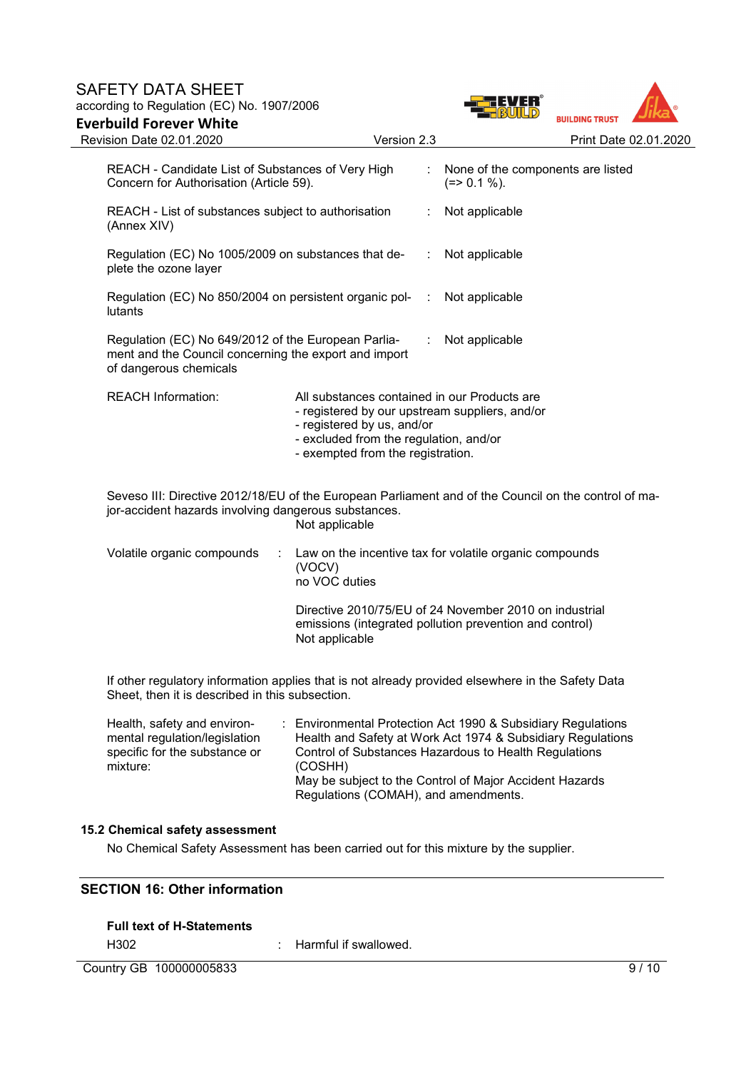| | | |
|---|---|---|
| REACH - Candidate List of Substances of Very High Concern for Authorisation (Article 59). | : | None of the components are listed (=> 0.1 %). |
| REACH - List of substances subject to authorisation (Annex XIV) | : | Not applicable |
| Regulation (EC) No 1005/2009 on substances that deplete the ozone layer | : | Not applicable |
| Regulation (EC) No 850/2004 on persistent organic pollutants | : | Not applicable |
| Regulation (EC) No 649/2012 of the European Parliament and the Council concerning the export and import of dangerous chemicals | : | Not applicable |

REACH Information: All substances contained in our Products are
- registered by our upstream suppliers, and/or
- registered by us, and/or
- excluded from the regulation, and/or
- exempted from the registration.

Seveso III: Directive 2012/18/EU of the European Parliament and of the Council on the control of major-accident hazards involving dangerous substances.
Not applicable

Volatile organic compounds : Law on the incentive tax for volatile organic compounds (VOCV)
no VOC duties

Directive 2010/75/EU of 24 November 2010 on industrial emissions (integrated pollution prevention and control)
Not applicable

If other regulatory information applies that is not already provided elsewhere in the Safety Data Sheet, then it is described in this subsection.

Health, safety and environmental regulation/legislation specific for the substance or mixture: : Environmental Protection Act 1990 & Subsidiary Regulations
Health and Safety at Work Act 1974 & Subsidiary Regulations
Control of Substances Hazardous to Health Regulations (COSHH)
May be subject to the Control of Major Accident Hazards Regulations (COMAH), and amendments.

### 15.2 Chemical safety assessment

No Chemical Safety Assessment has been carried out for this mixture by the supplier.

## SECTION 16: Other information

**Full text of H-Statements**

H302 : Harmful if swallowed.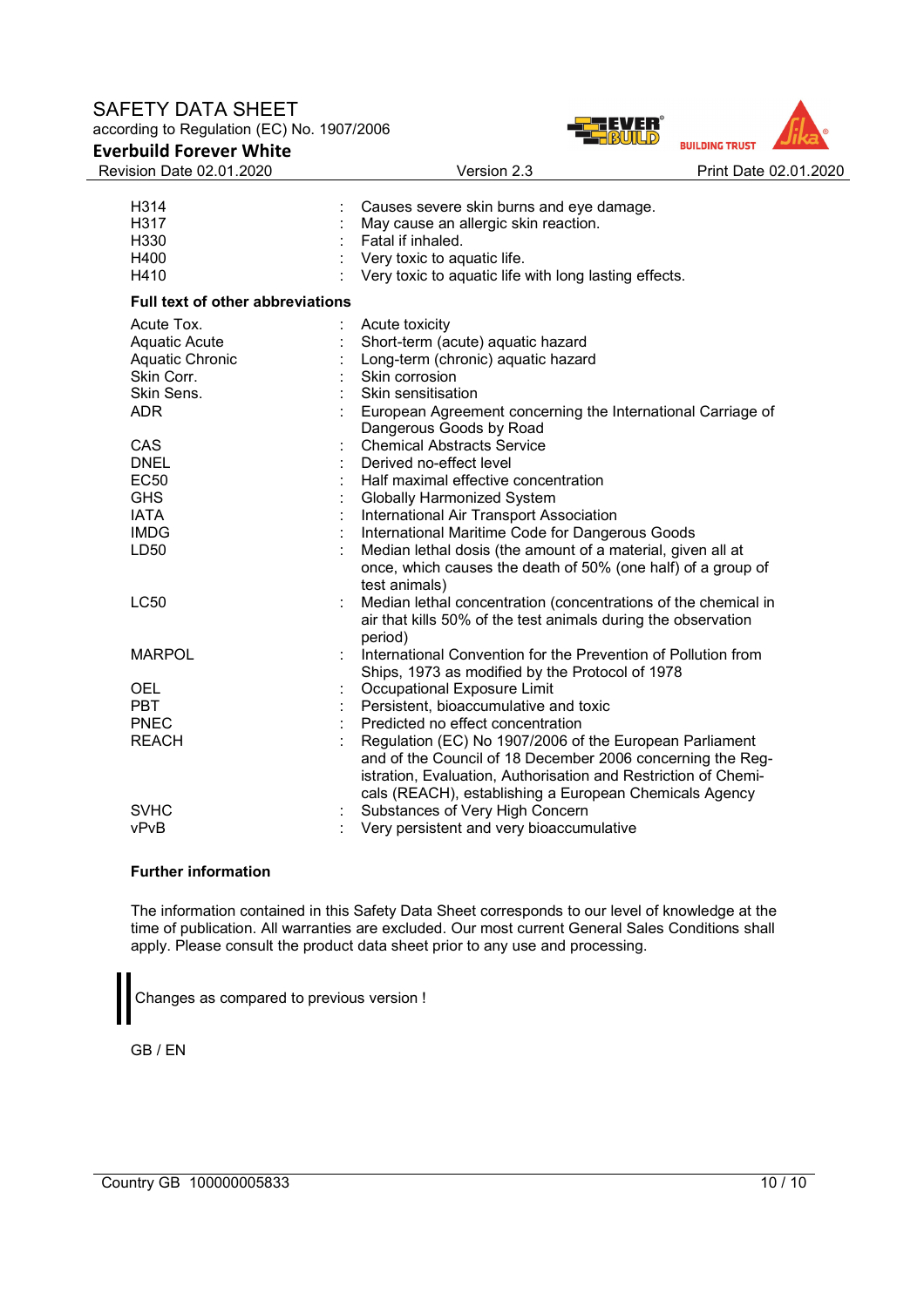| | | |
|---|---|---|
| H314 | : | Causes severe skin burns and eye damage. |
| H317 | : | May cause an allergic skin reaction. |
| H330 | : | Fatal if inhaled. |
| H400 | : | Very toxic to aquatic life. |
| H410 | : | Very toxic to aquatic life with long lasting effects. |

**Full text of other abbreviations**

| | | |
|---|---|---|
| Acute Tox. | : | Acute toxicity |
| Aquatic Acute | : | Short-term (acute) aquatic hazard |
| Aquatic Chronic | : | Long-term (chronic) aquatic hazard |
| Skin Corr. | : | Skin corrosion |
| Skin Sens. | : | Skin sensitisation |
| ADR | : | European Agreement concerning the International Carriage of Dangerous Goods by Road |
| CAS | : | Chemical Abstracts Service |
| DNEL | : | Derived no-effect level |
| EC50 | : | Half maximal effective concentration |
| GHS | : | Globally Harmonized System |
| IATA | : | International Air Transport Association |
| IMDG | : | International Maritime Code for Dangerous Goods |
| LD50 | : | Median lethal dosis (the amount of a material, given all at once, which causes the death of 50% (one half) of a group of test animals) |
| LC50 | : | Median lethal concentration (concentrations of the chemical in air that kills 50% of the test animals during the observation period) |
| MARPOL | : | International Convention for the Prevention of Pollution from Ships, 1973 as modified by the Protocol of 1978 |
| OEL | : | Occupational Exposure Limit |
| PBT | : | Persistent, bioaccumulative and toxic |
| PNEC | : | Predicted no effect concentration |
| REACH | : | Regulation (EC) No 1907/2006 of the European Parliament and of the Council of 18 December 2006 concerning the Registration, Evaluation, Authorisation and Restriction of Chemicals (REACH), establishing a European Chemicals Agency |
| SVHC | : | Substances of Very High Concern |
| vPvB | : | Very persistent and very bioaccumulative |

**Further information**

The information contained in this Safety Data Sheet corresponds to our level of knowledge at the time of publication. All warranties are excluded. Our most current General Sales Conditions shall apply. Please consult the product data sheet prior to any use and processing.

Changes as compared to previous version !

GB / EN